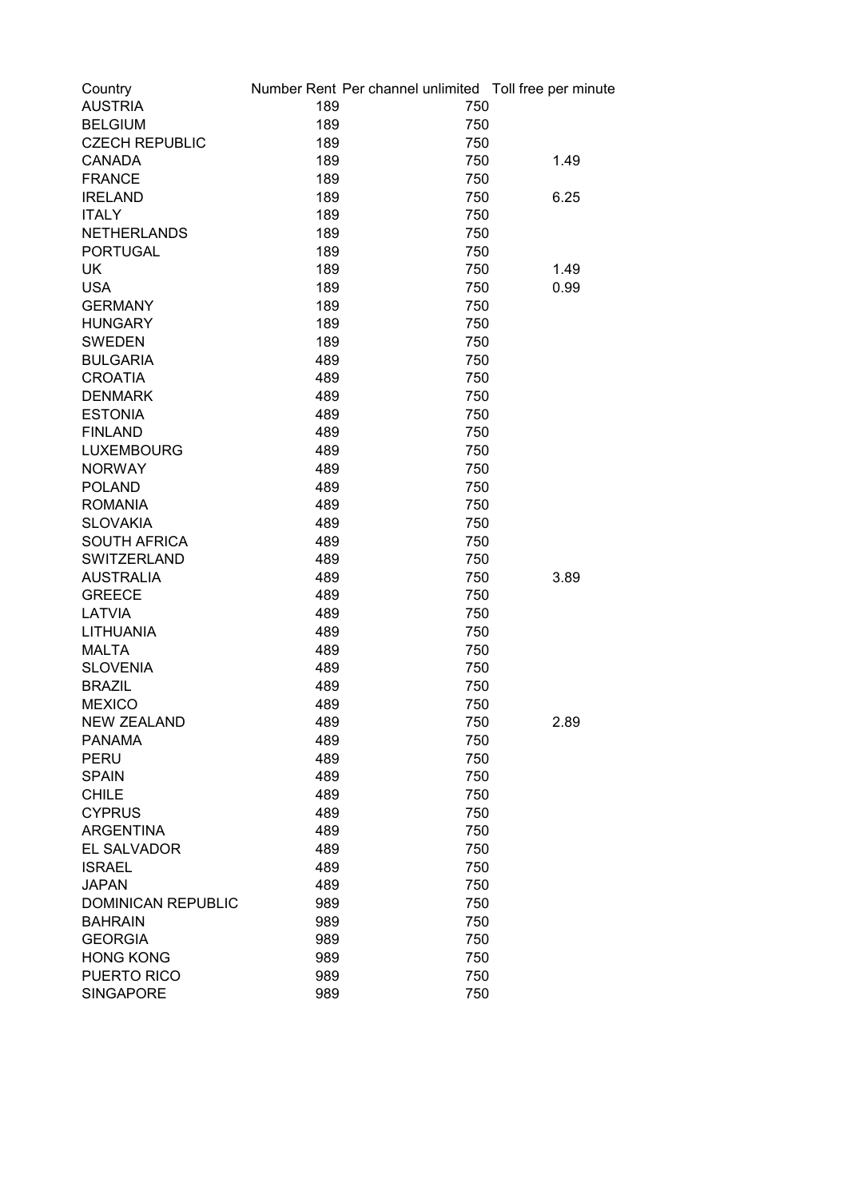| Country | Number Rent | Per channel unlimited | Toll free per minute |
|---|---|---|---|
| AUSTRIA | 189 | 750 | |
| BELGIUM | 189 | 750 | |
| CZECH REPUBLIC | 189 | 750 | |
| CANADA | 189 | 750 | 1.49 |
| FRANCE | 189 | 750 | |
| IRELAND | 189 | 750 | 6.25 |
| ITALY | 189 | 750 | |
| NETHERLANDS | 189 | 750 | |
| PORTUGAL | 189 | 750 | |
| UK | 189 | 750 | 1.49 |
| USA | 189 | 750 | 0.99 |
| GERMANY | 189 | 750 | |
| HUNGARY | 189 | 750 | |
| SWEDEN | 189 | 750 | |
| BULGARIA | 489 | 750 | |
| CROATIA | 489 | 750 | |
| DENMARK | 489 | 750 | |
| ESTONIA | 489 | 750 | |
| FINLAND | 489 | 750 | |
| LUXEMBOURG | 489 | 750 | |
| NORWAY | 489 | 750 | |
| POLAND | 489 | 750 | |
| ROMANIA | 489 | 750 | |
| SLOVAKIA | 489 | 750 | |
| SOUTH AFRICA | 489 | 750 | |
| SWITZERLAND | 489 | 750 | |
| AUSTRALIA | 489 | 750 | 3.89 |
| GREECE | 489 | 750 | |
| LATVIA | 489 | 750 | |
| LITHUANIA | 489 | 750 | |
| MALTA | 489 | 750 | |
| SLOVENIA | 489 | 750 | |
| BRAZIL | 489 | 750 | |
| MEXICO | 489 | 750 | |
| NEW ZEALAND | 489 | 750 | 2.89 |
| PANAMA | 489 | 750 | |
| PERU | 489 | 750 | |
| SPAIN | 489 | 750 | |
| CHILE | 489 | 750 | |
| CYPRUS | 489 | 750 | |
| ARGENTINA | 489 | 750 | |
| EL SALVADOR | 489 | 750 | |
| ISRAEL | 489 | 750 | |
| JAPAN | 489 | 750 | |
| DOMINICAN REPUBLIC | 989 | 750 | |
| BAHRAIN | 989 | 750 | |
| GEORGIA | 989 | 750 | |
| HONG KONG | 989 | 750 | |
| PUERTO RICO | 989 | 750 | |
| SINGAPORE | 989 | 750 | |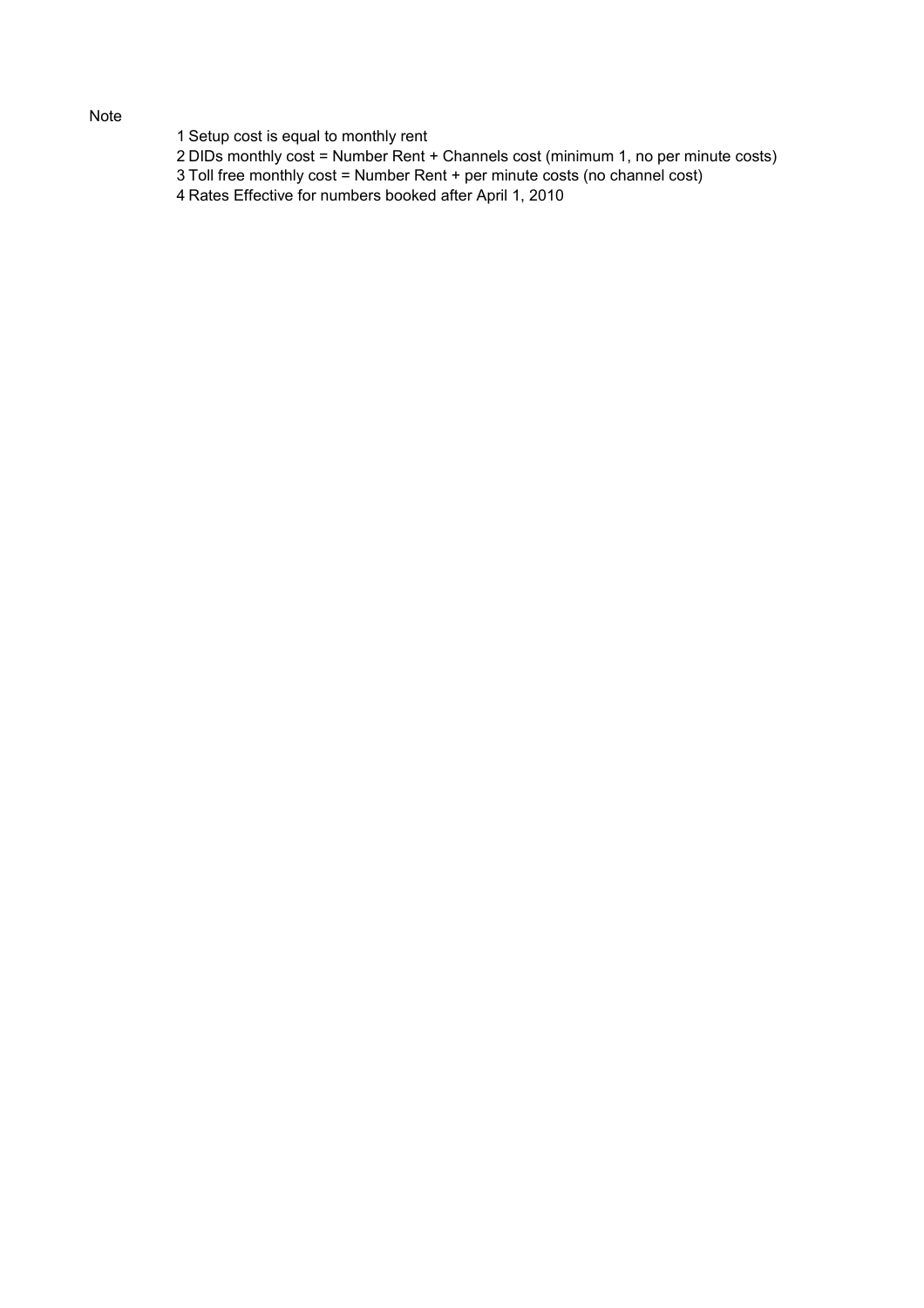Note

1. Setup cost is equal to monthly rent
2. DIDs monthly cost = Number Rent + Channels cost (minimum 1, no per minute costs)
3. Toll free monthly cost = Number Rent + per minute costs (no channel cost)
4. Rates Effective for numbers booked after April 1, 2010